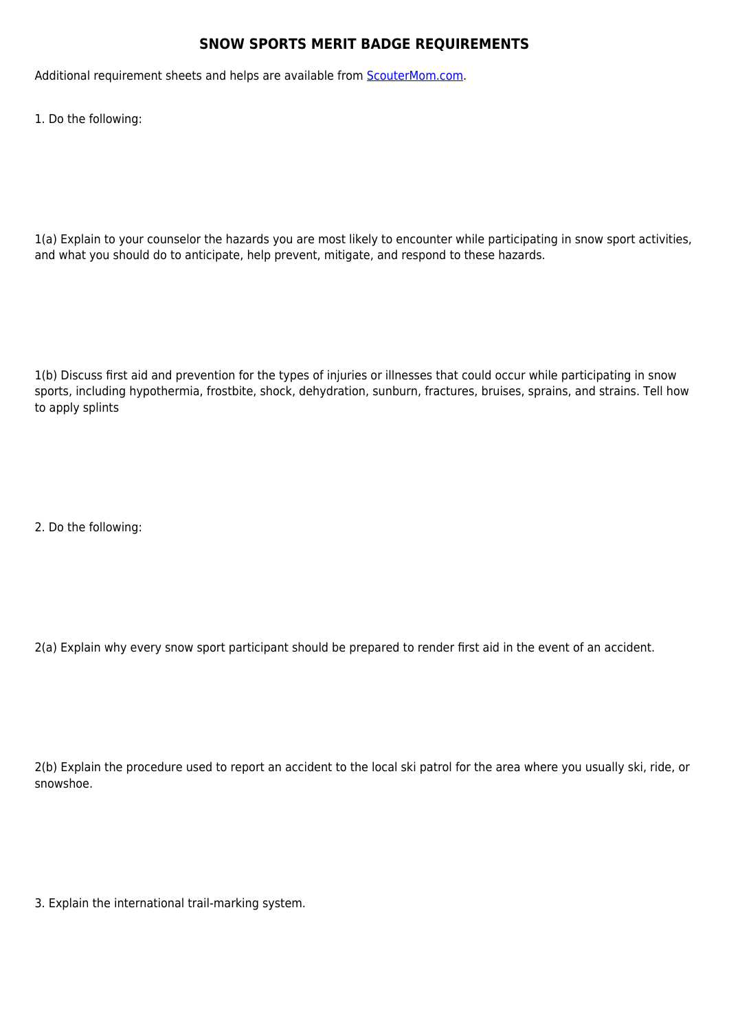# SNOW SPORTS MERIT BADGE REQUIREMENTS

Additional requirement sheets and helps are available from [ScouterMom.com](ScouterMom.com).

1. Do the following:

1(a) Explain to your counselor the hazards you are most likely to encounter while participating in snow sport activities, and what you should do to anticipate, help prevent, mitigate, and respond to these hazards.

1(b) Discuss first aid and prevention for the types of injuries or illnesses that could occur while participating in snow sports, including hypothermia, frostbite, shock, dehydration, sunburn, fractures, bruises, sprains, and strains. Tell how to apply splints

2. Do the following:

2(a) Explain why every snow sport participant should be prepared to render first aid in the event of an accident.

2(b) Explain the procedure used to report an accident to the local ski patrol for the area where you usually ski, ride, or snowshoe.

3. Explain the international trail-marking system.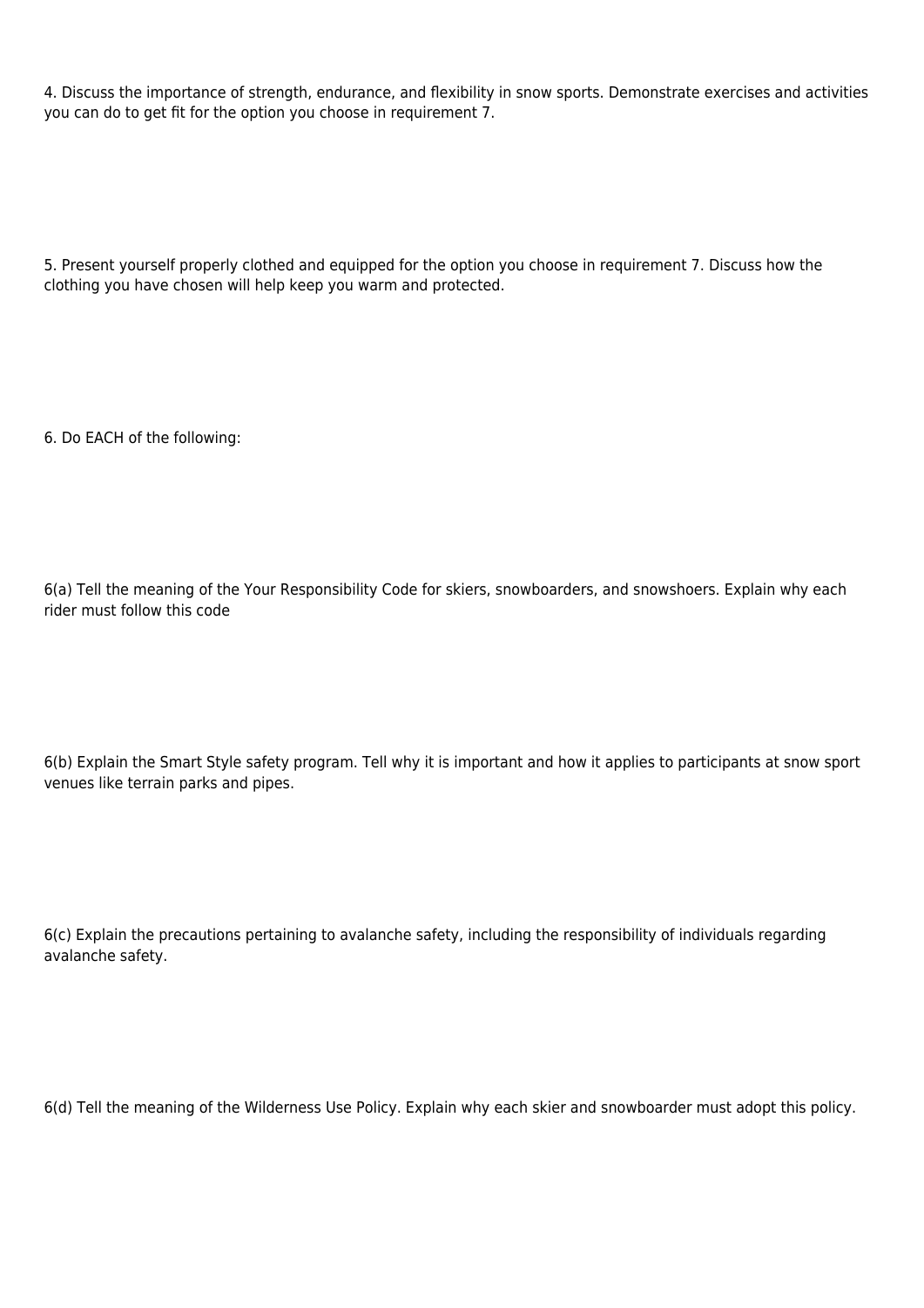4. Discuss the importance of strength, endurance, and flexibility in snow sports. Demonstrate exercises and activities you can do to get fit for the option you choose in requirement 7.

5. Present yourself properly clothed and equipped for the option you choose in requirement 7. Discuss how the clothing you have chosen will help keep you warm and protected.

6. Do EACH of the following:

6(a) Tell the meaning of the Your Responsibility Code for skiers, snowboarders, and snowshoers. Explain why each rider must follow this code

6(b) Explain the Smart Style safety program. Tell why it is important and how it applies to participants at snow sport venues like terrain parks and pipes.

6(c) Explain the precautions pertaining to avalanche safety, including the responsibility of individuals regarding avalanche safety.

6(d) Tell the meaning of the Wilderness Use Policy. Explain why each skier and snowboarder must adopt this policy.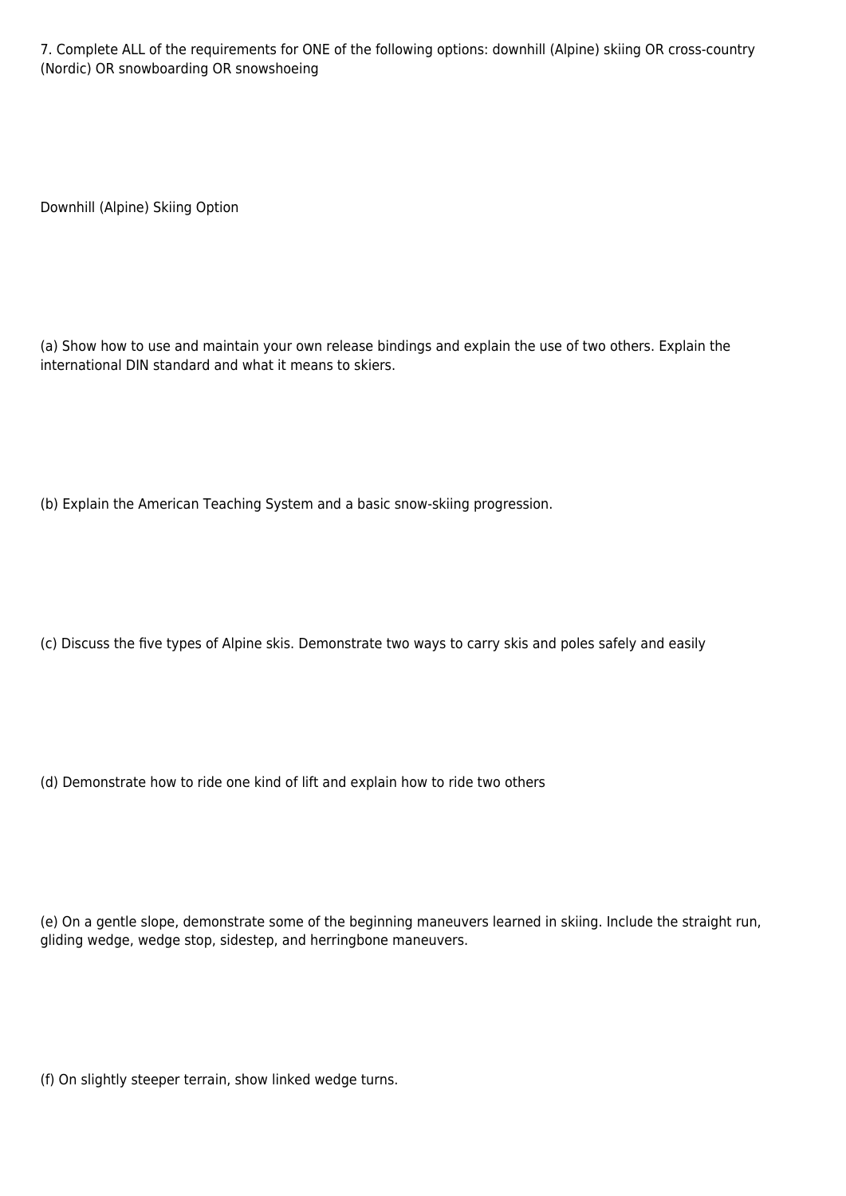7. Complete ALL of the requirements for ONE of the following options: downhill (Alpine) skiing OR cross-country (Nordic) OR snowboarding OR snowshoeing

Downhill (Alpine) Skiing Option

(a) Show how to use and maintain your own release bindings and explain the use of two others. Explain the international DIN standard and what it means to skiers.

(b) Explain the American Teaching System and a basic snow-skiing progression.

(c) Discuss the five types of Alpine skis. Demonstrate two ways to carry skis and poles safely and easily

(d) Demonstrate how to ride one kind of lift and explain how to ride two others

(e) On a gentle slope, demonstrate some of the beginning maneuvers learned in skiing. Include the straight run, gliding wedge, wedge stop, sidestep, and herringbone maneuvers.

(f) On slightly steeper terrain, show linked wedge turns.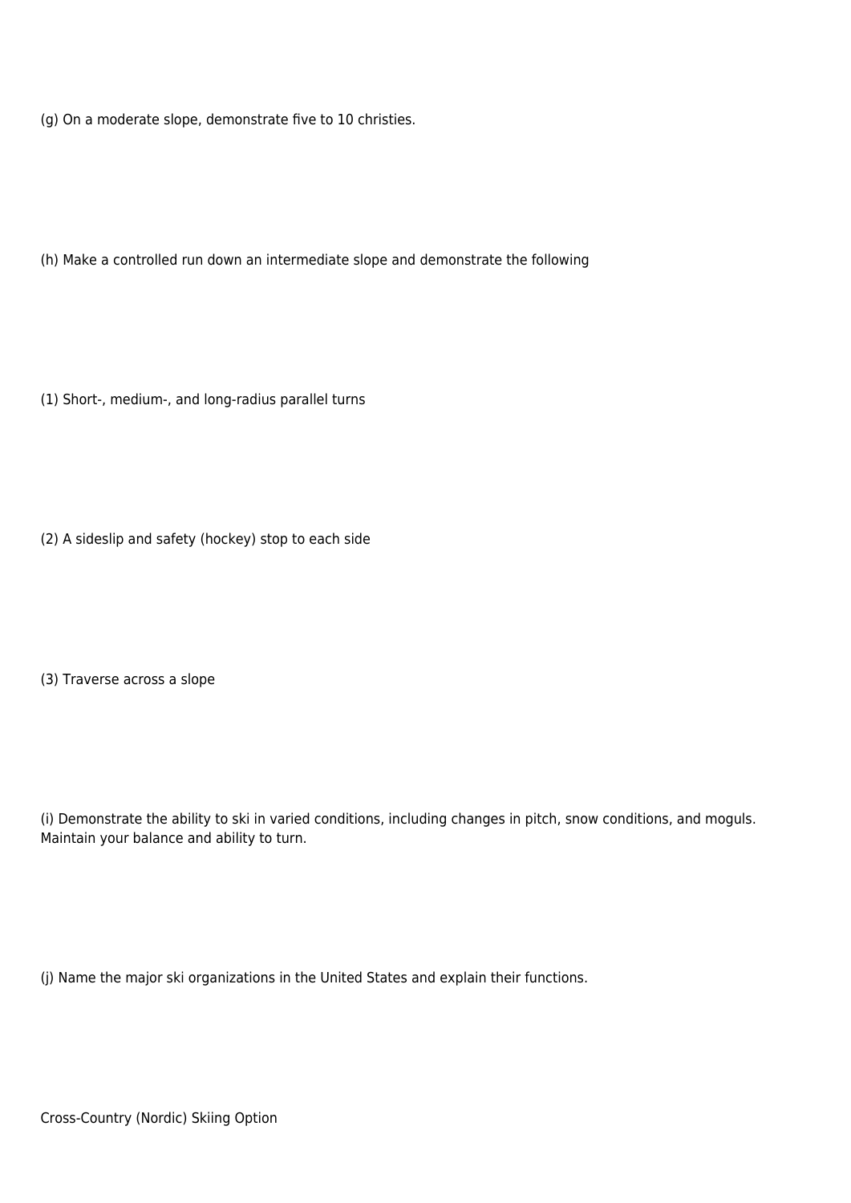(g) On a moderate slope, demonstrate five to 10 christies.

(h) Make a controlled run down an intermediate slope and demonstrate the following

(1) Short-, medium-, and long-radius parallel turns

(2) A sideslip and safety (hockey) stop to each side

(3) Traverse across a slope

(i) Demonstrate the ability to ski in varied conditions, including changes in pitch, snow conditions, and moguls. Maintain your balance and ability to turn.

(j) Name the major ski organizations in the United States and explain their functions.

Cross-Country (Nordic) Skiing Option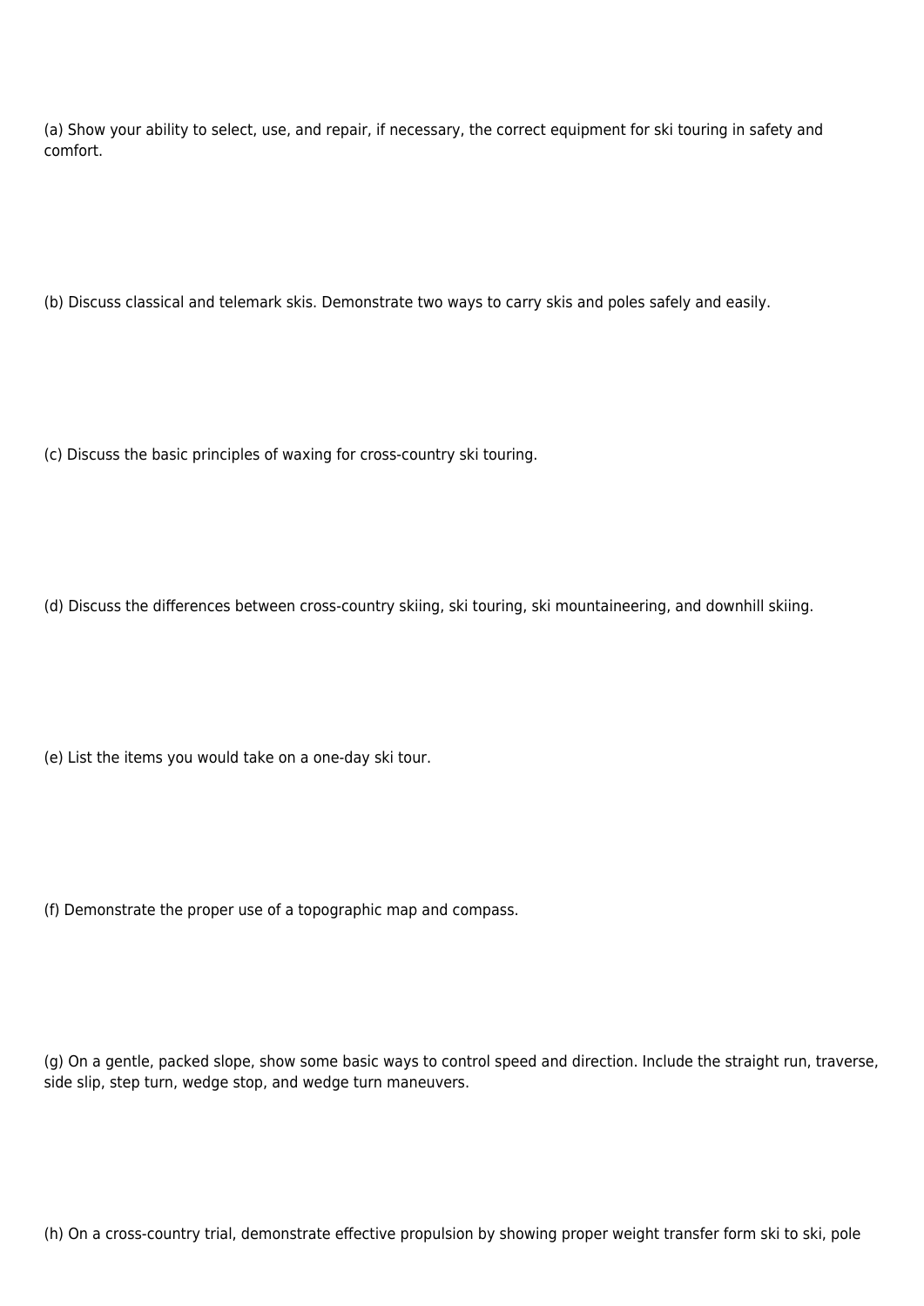(a) Show your ability to select, use, and repair, if necessary, the correct equipment for ski touring in safety and comfort.

(b) Discuss classical and telemark skis. Demonstrate two ways to carry skis and poles safely and easily.

(c) Discuss the basic principles of waxing for cross-country ski touring.

(d) Discuss the differences between cross-country skiing, ski touring, ski mountaineering, and downhill skiing.

(e) List the items you would take on a one-day ski tour.

(f) Demonstrate the proper use of a topographic map and compass.

(g) On a gentle, packed slope, show some basic ways to control speed and direction. Include the straight run, traverse, side slip, step turn, wedge stop, and wedge turn maneuvers.

(h) On a cross-country trial, demonstrate effective propulsion by showing proper weight transfer form ski to ski, pole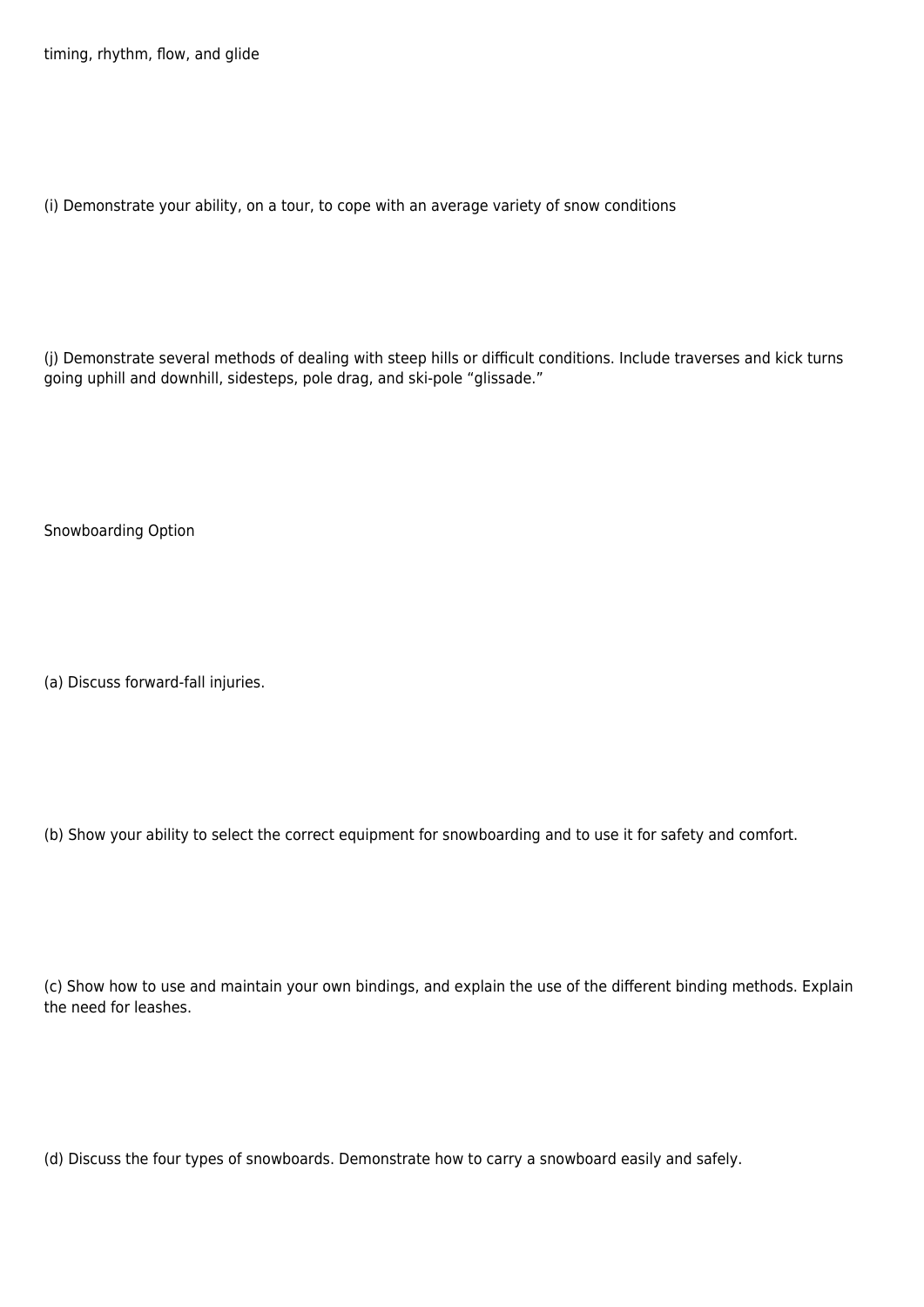timing, rhythm, flow, and glide

(i) Demonstrate your ability, on a tour, to cope with an average variety of snow conditions

(j) Demonstrate several methods of dealing with steep hills or difficult conditions. Include traverses and kick turns going uphill and downhill, sidesteps, pole drag, and ski-pole "glissade."

Snowboarding Option

(a) Discuss forward-fall injuries.

(b) Show your ability to select the correct equipment for snowboarding and to use it for safety and comfort.

(c) Show how to use and maintain your own bindings, and explain the use of the different binding methods. Explain the need for leashes.

(d) Discuss the four types of snowboards. Demonstrate how to carry a snowboard easily and safely.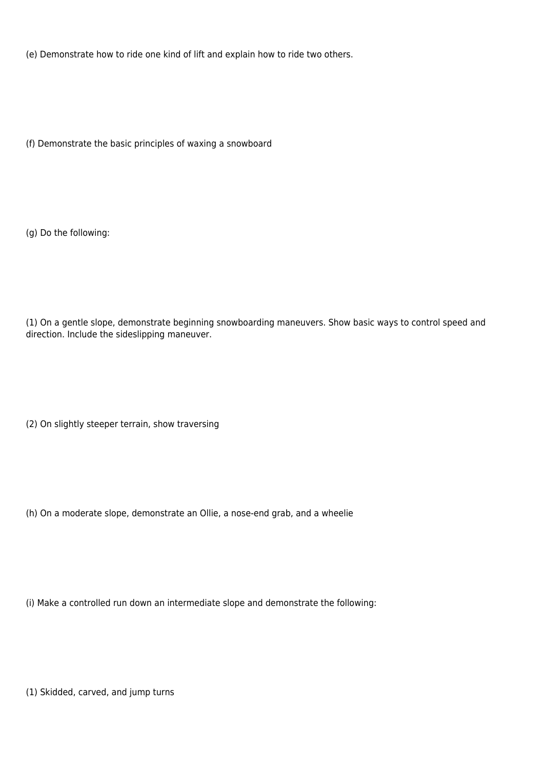(e) Demonstrate how to ride one kind of lift and explain how to ride two others.

(f) Demonstrate the basic principles of waxing a snowboard

(g) Do the following:

(1) On a gentle slope, demonstrate beginning snowboarding maneuvers. Show basic ways to control speed and direction. Include the sideslipping maneuver.

(2) On slightly steeper terrain, show traversing

(h) On a moderate slope, demonstrate an Ollie, a nose-end grab, and a wheelie

(i) Make a controlled run down an intermediate slope and demonstrate the following:

(1) Skidded, carved, and jump turns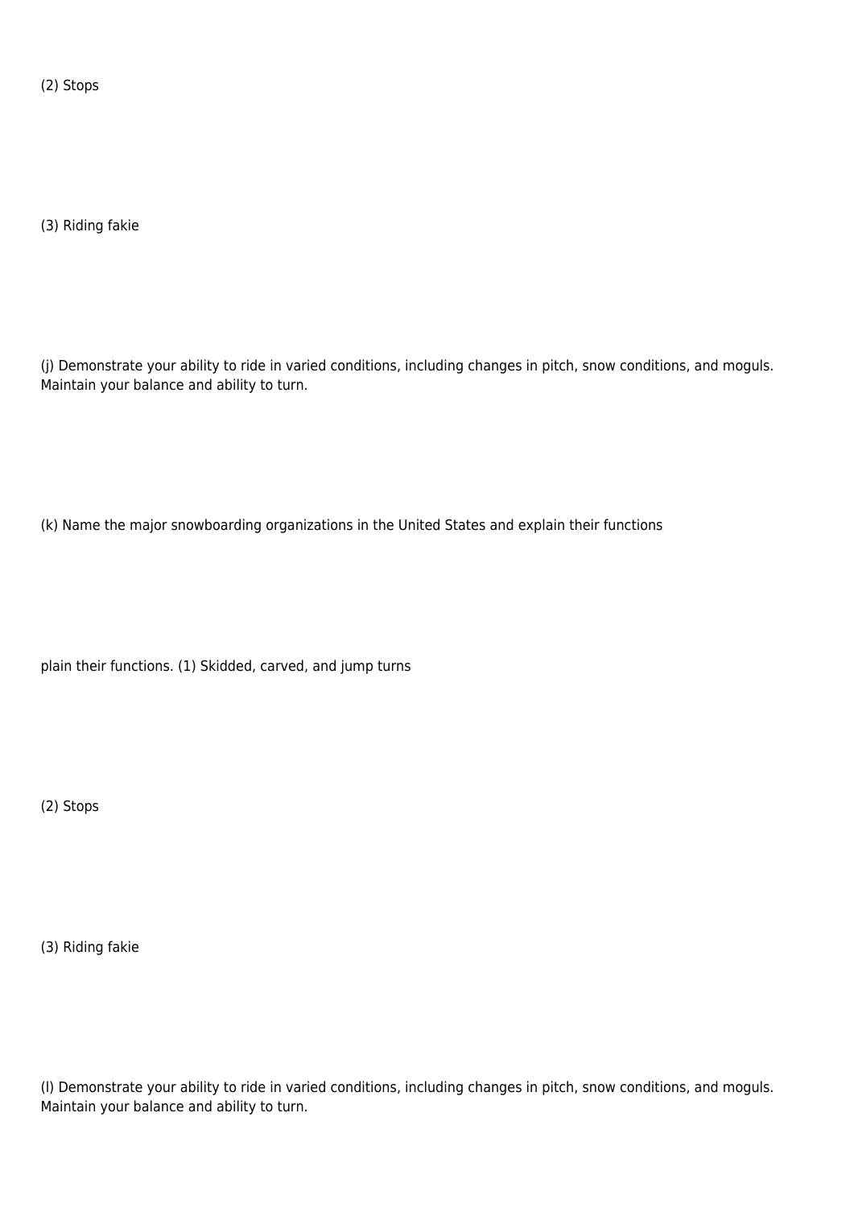(2) Stops

(3) Riding fakie

(j) Demonstrate your ability to ride in varied conditions, including changes in pitch, snow conditions, and moguls. Maintain your balance and ability to turn.

(k) Name the major snowboarding organizations in the United States and explain their functions

plain their functions. (1) Skidded, carved, and jump turns

(2) Stops

(3) Riding fakie

(l) Demonstrate your ability to ride in varied conditions, including changes in pitch, snow conditions, and moguls. Maintain your balance and ability to turn.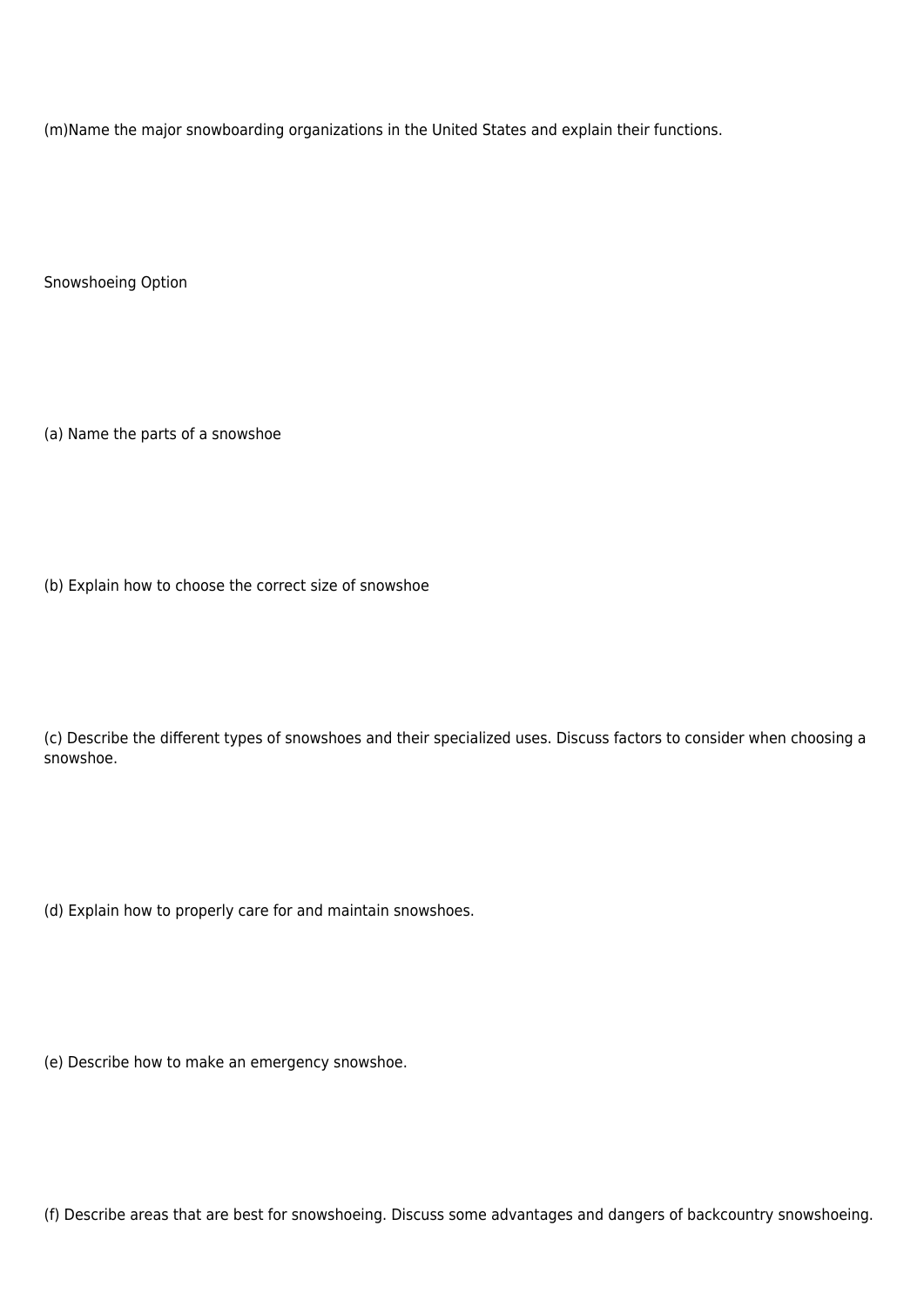(m)Name the major snowboarding organizations in the United States and explain their functions.

Snowshoeing Option

(a) Name the parts of a snowshoe

(b) Explain how to choose the correct size of snowshoe

(c) Describe the different types of snowshoes and their specialized uses. Discuss factors to consider when choosing a snowshoe.

(d) Explain how to properly care for and maintain snowshoes.

(e) Describe how to make an emergency snowshoe.

(f) Describe areas that are best for snowshoeing. Discuss some advantages and dangers of backcountry snowshoeing.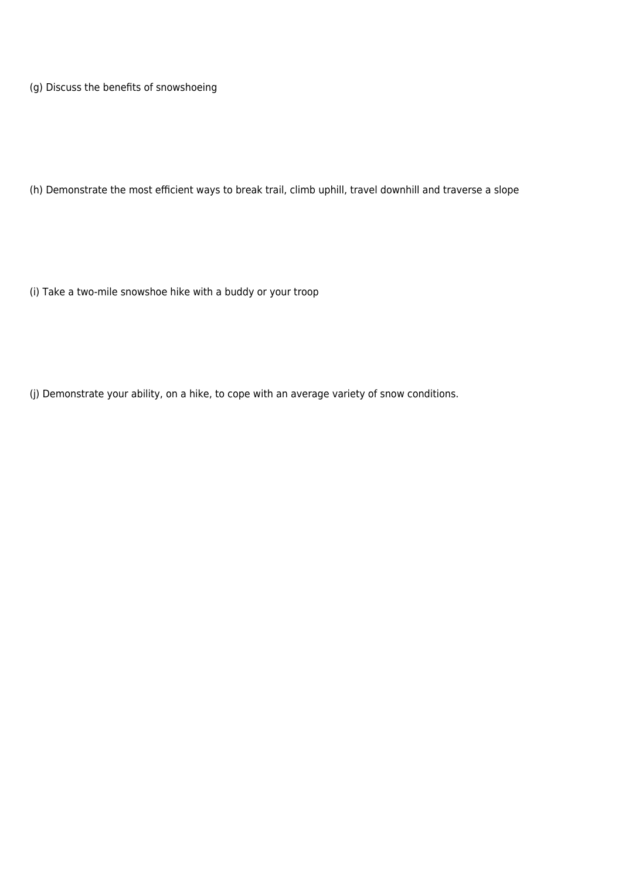(g) Discuss the benefits of snowshoeing

(h) Demonstrate the most efficient ways to break trail, climb uphill, travel downhill and traverse a slope

(i) Take a two-mile snowshoe hike with a buddy or your troop

(j) Demonstrate your ability, on a hike, to cope with an average variety of snow conditions.